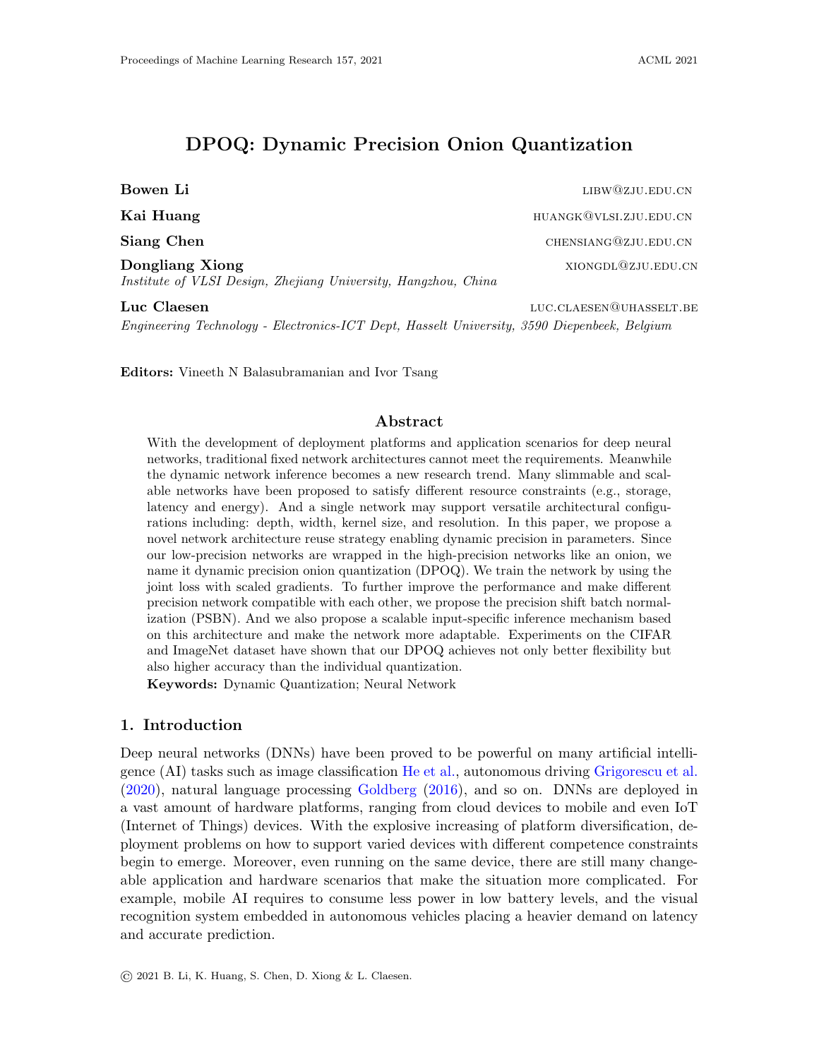# DPOQ: Dynamic Precision Onion Quantization

**Bowen Li** libw@zju.edu.cn

**Kai Huang** huangk@vlsi.zju.edu.cn

**Siang Chen** chensiang@zju.edu.cn

**Dongliang Xiong** xiongdl@zju.edu.cn

*Institute of VLSI Design, Zhejiang University, Hangzhou, China*

**Luc Claesen** luc.claesen@uhasselt.be

*Engineering Technology - Electronics-ICT Dept, Hasselt University, 3590 Diepenbeek, Belgium*

**Editors:** Vineeth N Balasubramanian and Ivor Tsang

## Abstract

With the development of deployment platforms and application scenarios for deep neural networks, traditional fixed network architectures cannot meet the requirements. Meanwhile the dynamic network inference becomes a new research trend. Many slimmable and scalable networks have been proposed to satisfy different resource constraints (e.g., storage, latency and energy). And a single network may support versatile architectural configurations including: depth, width, kernel size, and resolution. In this paper, we propose a novel network architecture reuse strategy enabling dynamic precision in parameters. Since our low-precision networks are wrapped in the high-precision networks like an onion, we name it dynamic precision onion quantization (DPOQ). We train the network by using the joint loss with scaled gradients. To further improve the performance and make different precision network compatible with each other, we propose the precision shift batch normalization (PSBN). And we also propose a scalable input-specific inference mechanism based on this architecture and make the network more adaptable. Experiments on the CIFAR and ImageNet dataset have shown that our DPOQ achieves not only better flexibility but also higher accuracy than the individual quantization.

**Keywords:** Dynamic Quantization; Neural Network

## 1. Introduction

Deep neural networks (DNNs) have been proved to be powerful on many artificial intelligence (AI) tasks such as image classification He et al., autonomous driving Grigorescu et al. (2020), natural language processing Goldberg (2016), and so on. DNNs are deployed in a vast amount of hardware platforms, ranging from cloud devices to mobile and even IoT (Internet of Things) devices. With the explosive increasing of platform diversification, deployment problems on how to support varied devices with different competence constraints begin to emerge. Moreover, even running on the same device, there are still many changeable application and hardware scenarios that make the situation more complicated. For example, mobile AI requires to consume less power in low battery levels, and the visual recognition system embedded in autonomous vehicles placing a heavier demand on latency and accurate prediction.

© 2021 B. Li, K. Huang, S. Chen, D. Xiong & L. Claesen.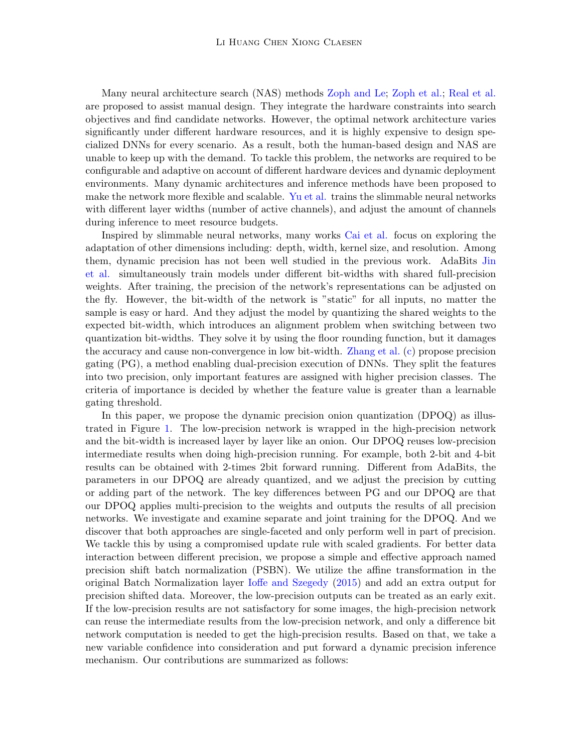Many neural architecture search (NAS) methods Zoph and Le; Zoph et al.; Real et al. are proposed to assist manual design. They integrate the hardware constraints into search objectives and find candidate networks. However, the optimal network architecture varies significantly under different hardware resources, and it is highly expensive to design specialized DNNs for every scenario. As a result, both the human-based design and NAS are unable to keep up with the demand. To tackle this problem, the networks are required to be configurable and adaptive on account of different hardware devices and dynamic deployment environments. Many dynamic architectures and inference methods have been proposed to make the network more flexible and scalable. Yu et al. trains the slimmable neural networks with different layer widths (number of active channels), and adjust the amount of channels during inference to meet resource budgets.

Inspired by slimmable neural networks, many works Cai et al. focus on exploring the adaptation of other dimensions including: depth, width, kernel size, and resolution. Among them, dynamic precision has not been well studied in the previous work. AdaBits Jin et al. simultaneously train models under different bit-widths with shared full-precision weights. After training, the precision of the network's representations can be adjusted on the fly. However, the bit-width of the network is "static" for all inputs, no matter the sample is easy or hard. And they adjust the model by quantizing the shared weights to the expected bit-width, which introduces an alignment problem when switching between two quantization bit-widths. They solve it by using the floor rounding function, but it damages the accuracy and cause non-convergence in low bit-width. Zhang et al. (c) propose precision gating (PG), a method enabling dual-precision execution of DNNs. They split the features into two precision, only important features are assigned with higher precision classes. The criteria of importance is decided by whether the feature value is greater than a learnable gating threshold.

In this paper, we propose the dynamic precision onion quantization (DPOQ) as illustrated in Figure 1. The low-precision network is wrapped in the high-precision network and the bit-width is increased layer by layer like an onion. Our DPOQ reuses low-precision intermediate results when doing high-precision running. For example, both 2-bit and 4-bit results can be obtained with 2-times 2bit forward running. Different from AdaBits, the parameters in our DPOQ are already quantized, and we adjust the precision by cutting or adding part of the network. The key differences between PG and our DPOQ are that our DPOQ applies multi-precision to the weights and outputs the results of all precision networks. We investigate and examine separate and joint training for the DPOQ. And we discover that both approaches are single-faceted and only perform well in part of precision. We tackle this by using a compromised update rule with scaled gradients. For better data interaction between different precision, we propose a simple and effective approach named precision shift batch normalization (PSBN). We utilize the affine transformation in the original Batch Normalization layer Ioffe and Szegedy (2015) and add an extra output for precision shifted data. Moreover, the low-precision outputs can be treated as an early exit. If the low-precision results are not satisfactory for some images, the high-precision network can reuse the intermediate results from the low-precision network, and only a difference bit network computation is needed to get the high-precision results. Based on that, we take a new variable confidence into consideration and put forward a dynamic precision inference mechanism. Our contributions are summarized as follows: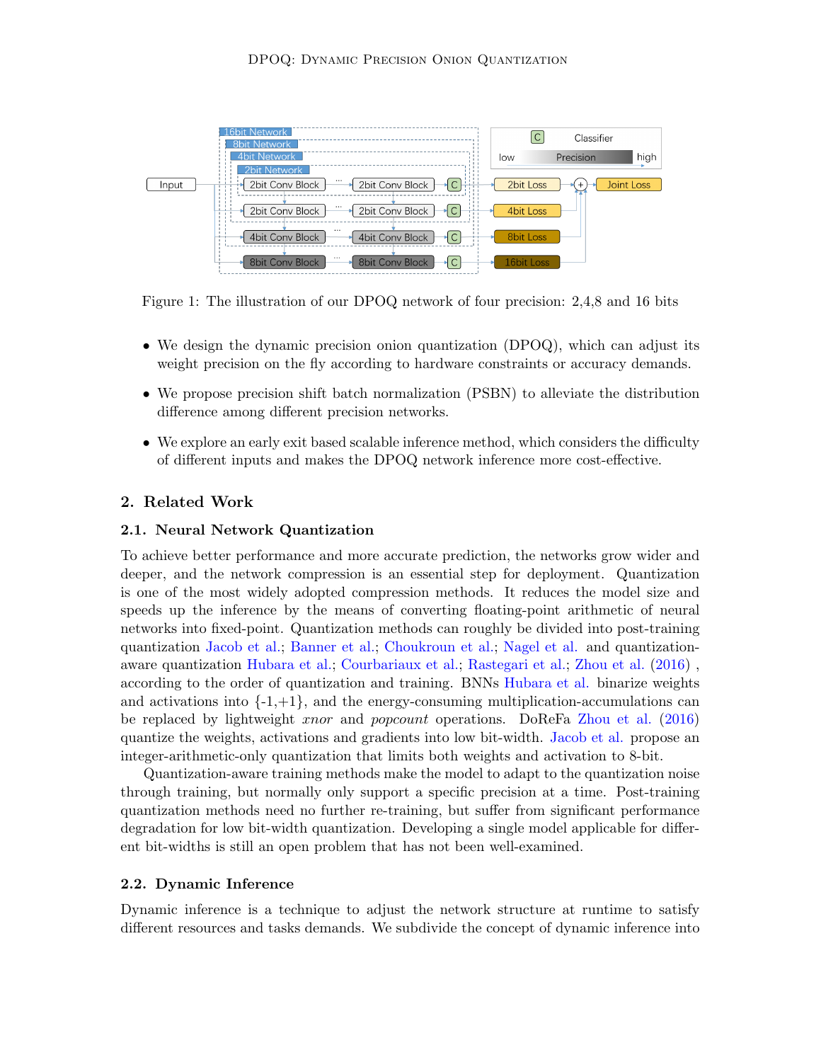Figure 1: The illustration of our DPOQ network of four precision: 2,4,8 and 16 bits

- We design the dynamic precision onion quantization (DPOQ), which can adjust its weight precision on the fly according to hardware constraints or accuracy demands.
- We propose precision shift batch normalization (PSBN) to alleviate the distribution difference among different precision networks.
- We explore an early exit based scalable inference method, which considers the difficulty of different inputs and makes the DPOQ network inference more cost-effective.

## 2. Related Work

### 2.1. Neural Network Quantization

To achieve better performance and more accurate prediction, the networks grow wider and deeper, and the network compression is an essential step for deployment. Quantization is one of the most widely adopted compression methods. It reduces the model size and speeds up the inference by the means of converting floating-point arithmetic of neural networks into fixed-point. Quantization methods can roughly be divided into post-training quantization Jacob et al.; Banner et al.; Choukroun et al.; Nagel et al. and quantization-aware quantization Hubara et al.; Courbariaux et al.; Rastegari et al.; Zhou et al. (2016) , according to the order of quantization and training. BNNs Hubara et al. binarize weights and activations into {-1,+1}, and the energy-consuming multiplication-accumulations can be replaced by lightweight *xnor* and *popcount* operations. DoReFa Zhou et al. (2016) quantize the weights, activations and gradients into low bit-width. Jacob et al. propose an integer-arithmetic-only quantization that limits both weights and activation to 8-bit.

Quantization-aware training methods make the model to adapt to the quantization noise through training, but normally only support a specific precision at a time. Post-training quantization methods need no further re-training, but suffer from significant performance degradation for low bit-width quantization. Developing a single model applicable for different bit-widths is still an open problem that has not been well-examined.

### 2.2. Dynamic Inference

Dynamic inference is a technique to adjust the network structure at runtime to satisfy different resources and tasks demands. We subdivide the concept of dynamic inference into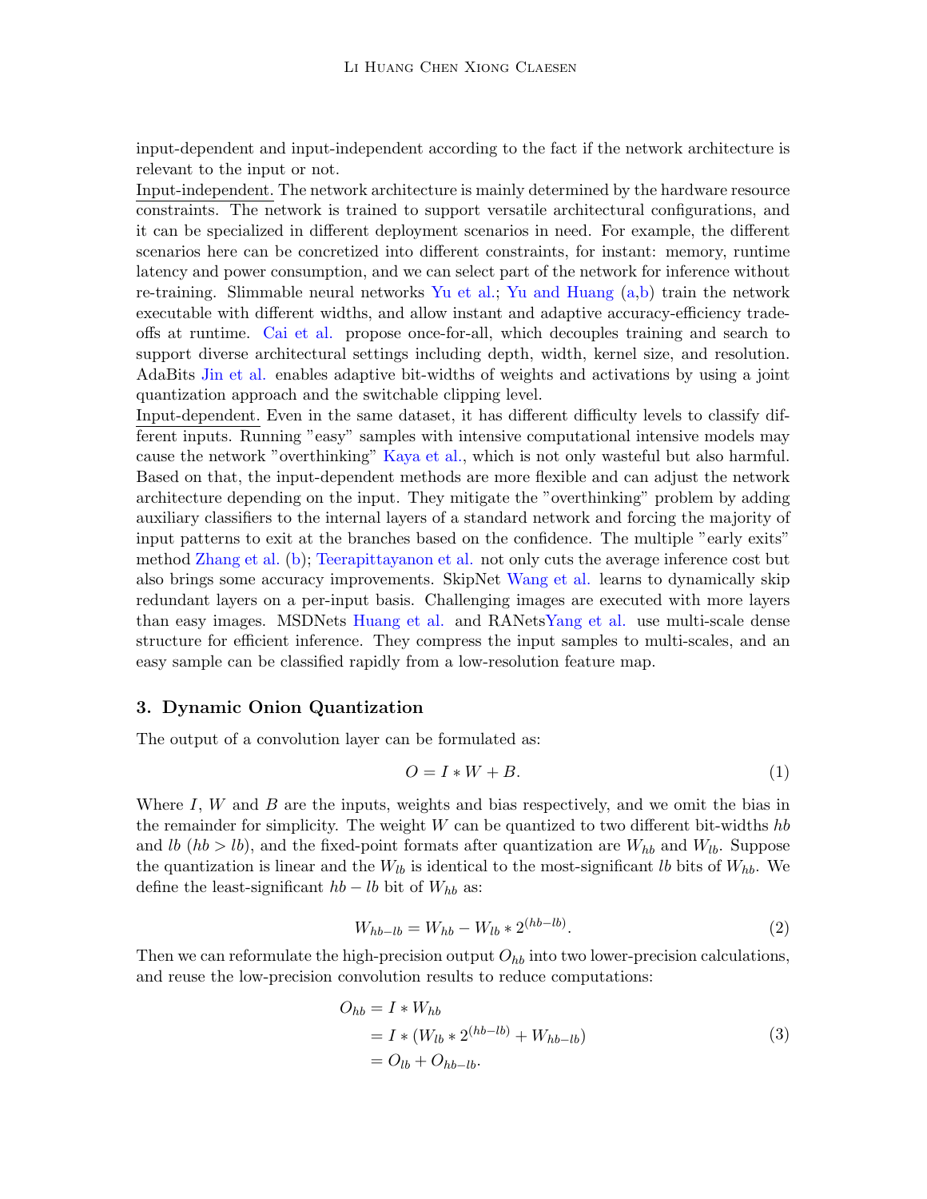input-dependent and input-independent according to the fact if the network architecture is relevant to the input or not.

Input-independent. The network architecture is mainly determined by the hardware resource constraints. The network is trained to support versatile architectural configurations, and it can be specialized in different deployment scenarios in need. For example, the different scenarios here can be concretized into different constraints, for instant: memory, runtime latency and power consumption, and we can select part of the network for inference without re-training. Slimmable neural networks Yu et al.; Yu and Huang (a,b) train the network executable with different widths, and allow instant and adaptive accuracy-efficiency trade-offs at runtime. Cai et al. propose once-for-all, which decouples training and search to support diverse architectural settings including depth, width, kernel size, and resolution. AdaBits Jin et al. enables adaptive bit-widths of weights and activations by using a joint quantization approach and the switchable clipping level.

Input-dependent. Even in the same dataset, it has different difficulty levels to classify different inputs. Running "easy" samples with intensive computational intensive models may cause the network "overthinking" Kaya et al., which is not only wasteful but also harmful. Based on that, the input-dependent methods are more flexible and can adjust the network architecture depending on the input. They mitigate the "overthinking" problem by adding auxiliary classifiers to the internal layers of a standard network and forcing the majority of input patterns to exit at the branches based on the confidence. The multiple "early exits" method Zhang et al. (b); Teerapittayanon et al. not only cuts the average inference cost but also brings some accuracy improvements. SkipNet Wang et al. learns to dynamically skip redundant layers on a per-input basis. Challenging images are executed with more layers than easy images. MSDNets Huang et al. and RANetsYang et al. use multi-scale dense structure for efficient inference. They compress the input samples to multi-scales, and an easy sample can be classified rapidly from a low-resolution feature map.

## 3. Dynamic Onion Quantization

The output of a convolution layer can be formulated as:

$$O = I * W + B. \tag{1}$$

Where $I$, $W$ and $B$ are the inputs, weights and bias respectively, and we omit the bias in the remainder for simplicity. The weight $W$ can be quantized to two different bit-widths $hb$ and $lb$ ($hb > lb$), and the fixed-point formats after quantization are $W_{hb}$ and $W_{lb}$. Suppose the quantization is linear and the $W_{lb}$ is identical to the most-significant $lb$ bits of $W_{hb}$. We define the least-significant $hb - lb$ bit of $W_{hb}$ as:

$$W_{hb-lb} = W_{hb} - W_{lb} * 2^{(hb-lb)}. \tag{2}$$

Then we can reformulate the high-precision output $O_{hb}$ into two lower-precision calculations, and reuse the low-precision convolution results to reduce computations:

$$\begin{aligned} O_{hb} &= I * W_{hb} \\ &= I * (W_{lb} * 2^{(hb-lb)} + W_{hb-lb}) \\ &= O_{lb} + O_{hb-lb}. \end{aligned} \tag{3}$$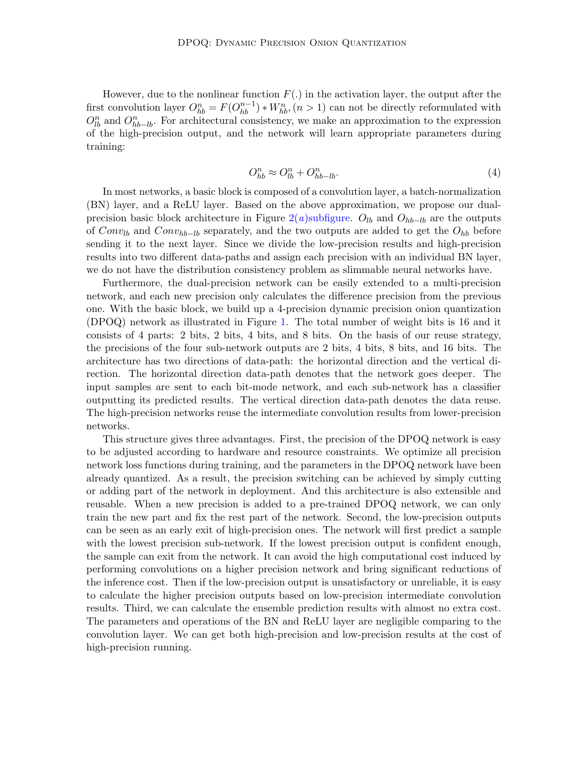However, due to the nonlinear function $F(.)$ in the activation layer, the output after the first convolution layer $O^n_{hb} = F(O^{n-1}_{hb}) * W^n_{hb}, (n > 1)$ can not be directly reformulated with $O^n_{lb}$ and $O^n_{hb-lb}$. For architectural consistency, we make an approximation to the expression of the high-precision output, and the network will learn appropriate parameters during training:

$$O^n_{hb} \approx O^n_{lb} + O^n_{hb-lb}. \tag{4}$$

In most networks, a basic block is composed of a convolution layer, a batch-normalization (BN) layer, and a ReLU layer. Based on the above approximation, we propose our dual-precision basic block architecture in Figure 2(a)subfigure. $O_{lb}$ and $O_{hb-lb}$ are the outputs of $Conv_{lb}$ and $Conv_{hb-lb}$ separately, and the two outputs are added to get the $O_{hb}$ before sending it to the next layer. Since we divide the low-precision results and high-precision results into two different data-paths and assign each precision with an individual BN layer, we do not have the distribution consistency problem as slimmable neural networks have.

Furthermore, the dual-precision network can be easily extended to a multi-precision network, and each new precision only calculates the difference precision from the previous one. With the basic block, we build up a 4-precision dynamic precision onion quantization (DPOQ) network as illustrated in Figure 1. The total number of weight bits is 16 and it consists of 4 parts: 2 bits, 2 bits, 4 bits, and 8 bits. On the basis of our reuse strategy, the precisions of the four sub-network outputs are 2 bits, 4 bits, 8 bits, and 16 bits. The architecture has two directions of data-path: the horizontal direction and the vertical direction. The horizontal direction data-path denotes that the network goes deeper. The input samples are sent to each bit-mode network, and each sub-network has a classifier outputting its predicted results. The vertical direction data-path denotes the data reuse. The high-precision networks reuse the intermediate convolution results from lower-precision networks.

This structure gives three advantages. First, the precision of the DPOQ network is easy to be adjusted according to hardware and resource constraints. We optimize all precision network loss functions during training, and the parameters in the DPOQ network have been already quantized. As a result, the precision switching can be achieved by simply cutting or adding part of the network in deployment. And this architecture is also extensible and reusable. When a new precision is added to a pre-trained DPOQ network, we can only train the new part and fix the rest part of the network. Second, the low-precision outputs can be seen as an early exit of high-precision ones. The network will first predict a sample with the lowest precision sub-network. If the lowest precision output is confident enough, the sample can exit from the network. It can avoid the high computational cost induced by performing convolutions on a higher precision network and bring significant reductions of the inference cost. Then if the low-precision output is unsatisfactory or unreliable, it is easy to calculate the higher precision outputs based on low-precision intermediate convolution results. Third, we can calculate the ensemble prediction results with almost no extra cost. The parameters and operations of the BN and ReLU layer are negligible comparing to the convolution layer. We can get both high-precision and low-precision results at the cost of high-precision running.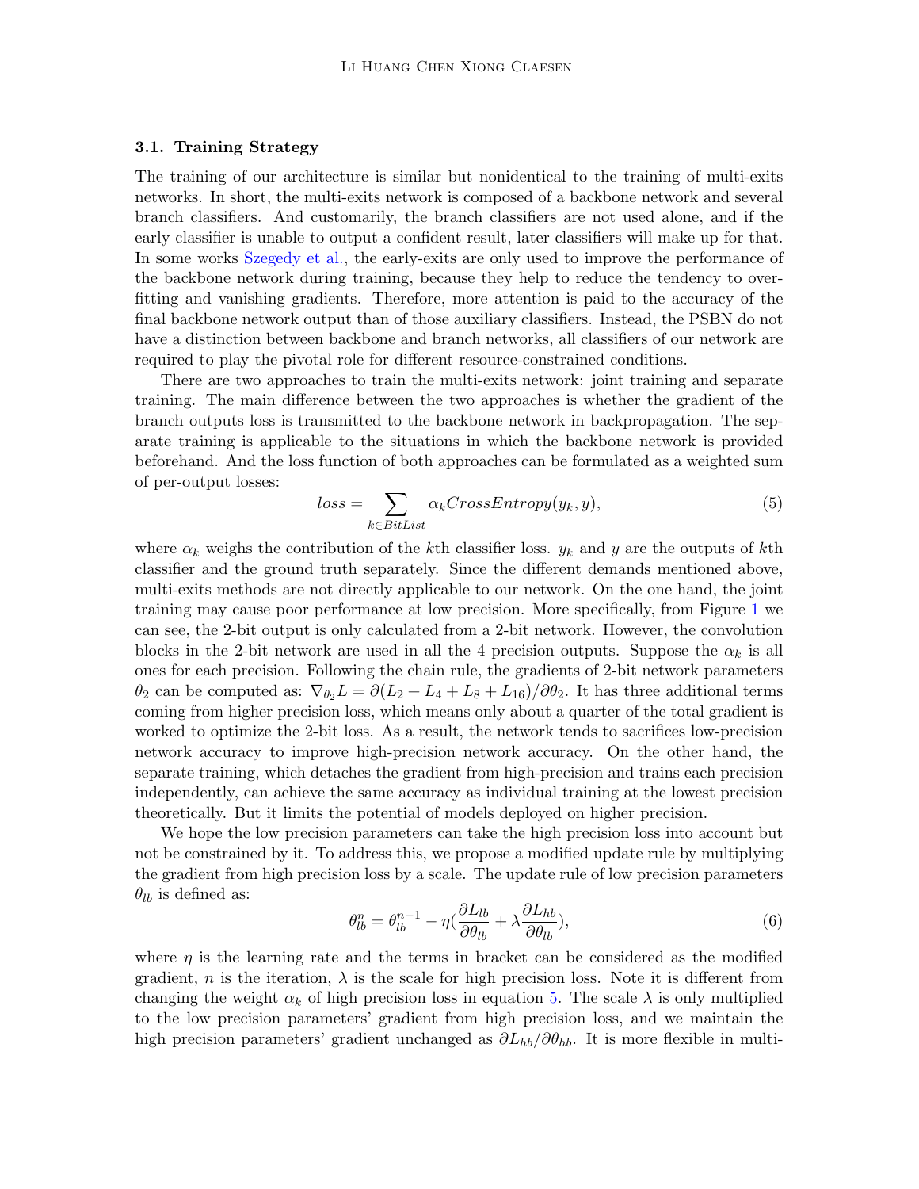### 3.1. Training Strategy

The training of our architecture is similar but nonidentical to the training of multi-exits networks. In short, the multi-exits network is composed of a backbone network and several branch classifiers. And customarily, the branch classifiers are not used alone, and if the early classifier is unable to output a confident result, later classifiers will make up for that. In some works Szegedy et al., the early-exits are only used to improve the performance of the backbone network during training, because they help to reduce the tendency to over-fitting and vanishing gradients. Therefore, more attention is paid to the accuracy of the final backbone network output than of those auxiliary classifiers. Instead, the PSBN do not have a distinction between backbone and branch networks, all classifiers of our network are required to play the pivotal role for different resource-constrained conditions.

There are two approaches to train the multi-exits network: joint training and separate training. The main difference between the two approaches is whether the gradient of the branch outputs loss is transmitted to the backbone network in backpropagation. The separate training is applicable to the situations in which the backbone network is provided beforehand. And the loss function of both approaches can be formulated as a weighted sum of per-output losses:

$$loss = \sum_{k \in BitList} \alpha_k CrossEntropy(y_k, y), \tag{5}$$

where $\alpha_k$ weighs the contribution of the $k$th classifier loss. $y_k$ and $y$ are the outputs of $k$th classifier and the ground truth separately. Since the different demands mentioned above, multi-exits methods are not directly applicable to our network. On the one hand, the joint training may cause poor performance at low precision. More specifically, from Figure 1 we can see, the 2-bit output is only calculated from a 2-bit network. However, the convolution blocks in the 2-bit network are used in all the 4 precision outputs. Suppose the $\alpha_k$ is all ones for each precision. Following the chain rule, the gradients of 2-bit network parameters $\theta_2$ can be computed as: $\nabla_{\theta_2} L = \partial(L_2 + L_4 + L_8 + L_{16})/\partial\theta_2$. It has three additional terms coming from higher precision loss, which means only about a quarter of the total gradient is worked to optimize the 2-bit loss. As a result, the network tends to sacrifices low-precision network accuracy to improve high-precision network accuracy. On the other hand, the separate training, which detaches the gradient from high-precision and trains each precision independently, can achieve the same accuracy as individual training at the lowest precision theoretically. But it limits the potential of models deployed on higher precision.

We hope the low precision parameters can take the high precision loss into account but not be constrained by it. To address this, we propose a modified update rule by multiplying the gradient from high precision loss by a scale. The update rule of low precision parameters $\theta_{lb}$ is defined as:

$$\theta_{lb}^{n} = \theta_{lb}^{n-1} - \eta\left(\frac{\partial L_{lb}}{\partial \theta_{lb}} + \lambda \frac{\partial L_{hb}}{\partial \theta_{lb}}\right), \tag{6}$$

where $\eta$ is the learning rate and the terms in bracket can be considered as the modified gradient, $n$ is the iteration, $\lambda$ is the scale for high precision loss. Note it is different from changing the weight $\alpha_k$ of high precision loss in equation 5. The scale $\lambda$ is only multiplied to the low precision parameters' gradient from high precision loss, and we maintain the high precision parameters' gradient unchanged as $\partial L_{hb}/\partial\theta_{hb}$. It is more flexible in multi-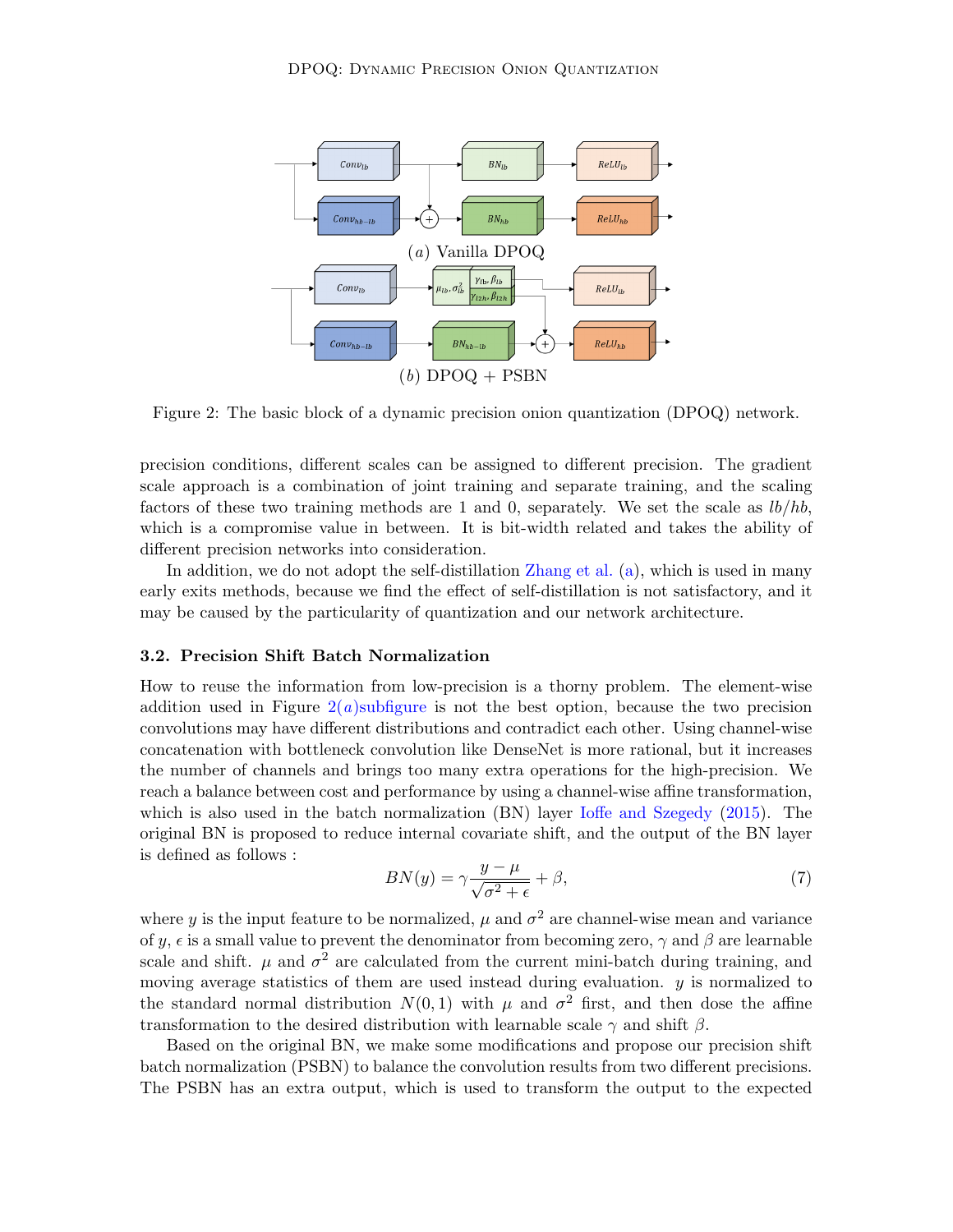Figure 2: The basic block of a dynamic precision onion quantization (DPOQ) network.

precision conditions, different scales can be assigned to different precision. The gradient scale approach is a combination of joint training and separate training, and the scaling factors of these two training methods are 1 and 0, separately. We set the scale as $lb/hb$, which is a compromise value in between. It is bit-width related and takes the ability of different precision networks into consideration.

In addition, we do not adopt the self-distillation Zhang et al. (a), which is used in many early exits methods, because we find the effect of self-distillation is not satisfactory, and it may be caused by the particularity of quantization and our network architecture.

### 3.2. Precision Shift Batch Normalization

How to reuse the information from low-precision is a thorny problem. The element-wise addition used in Figure 2(a)subfigure is not the best option, because the two precision convolutions may have different distributions and contradict each other. Using channel-wise concatenation with bottleneck convolution like DenseNet is more rational, but it increases the number of channels and brings too many extra operations for the high-precision. We reach a balance between cost and performance by using a channel-wise affine transformation, which is also used in the batch normalization (BN) layer Ioffe and Szegedy (2015). The original BN is proposed to reduce internal covariate shift, and the output of the BN layer is defined as follows :

$$BN(y) = \gamma \frac{y - \mu}{\sqrt{\sigma^2 + \epsilon}} + \beta, \tag{7}$$

where $y$ is the input feature to be normalized, $\mu$ and $\sigma^2$ are channel-wise mean and variance of $y$, $\epsilon$ is a small value to prevent the denominator from becoming zero, $\gamma$ and $\beta$ are learnable scale and shift. $\mu$ and $\sigma^2$ are calculated from the current mini-batch during training, and moving average statistics of them are used instead during evaluation. $y$ is normalized to the standard normal distribution $N(0, 1)$ with $\mu$ and $\sigma^2$ first, and then dose the affine transformation to the desired distribution with learnable scale $\gamma$ and shift $\beta$.

Based on the original BN, we make some modifications and propose our precision shift batch normalization (PSBN) to balance the convolution results from two different precisions. The PSBN has an extra output, which is used to transform the output to the expected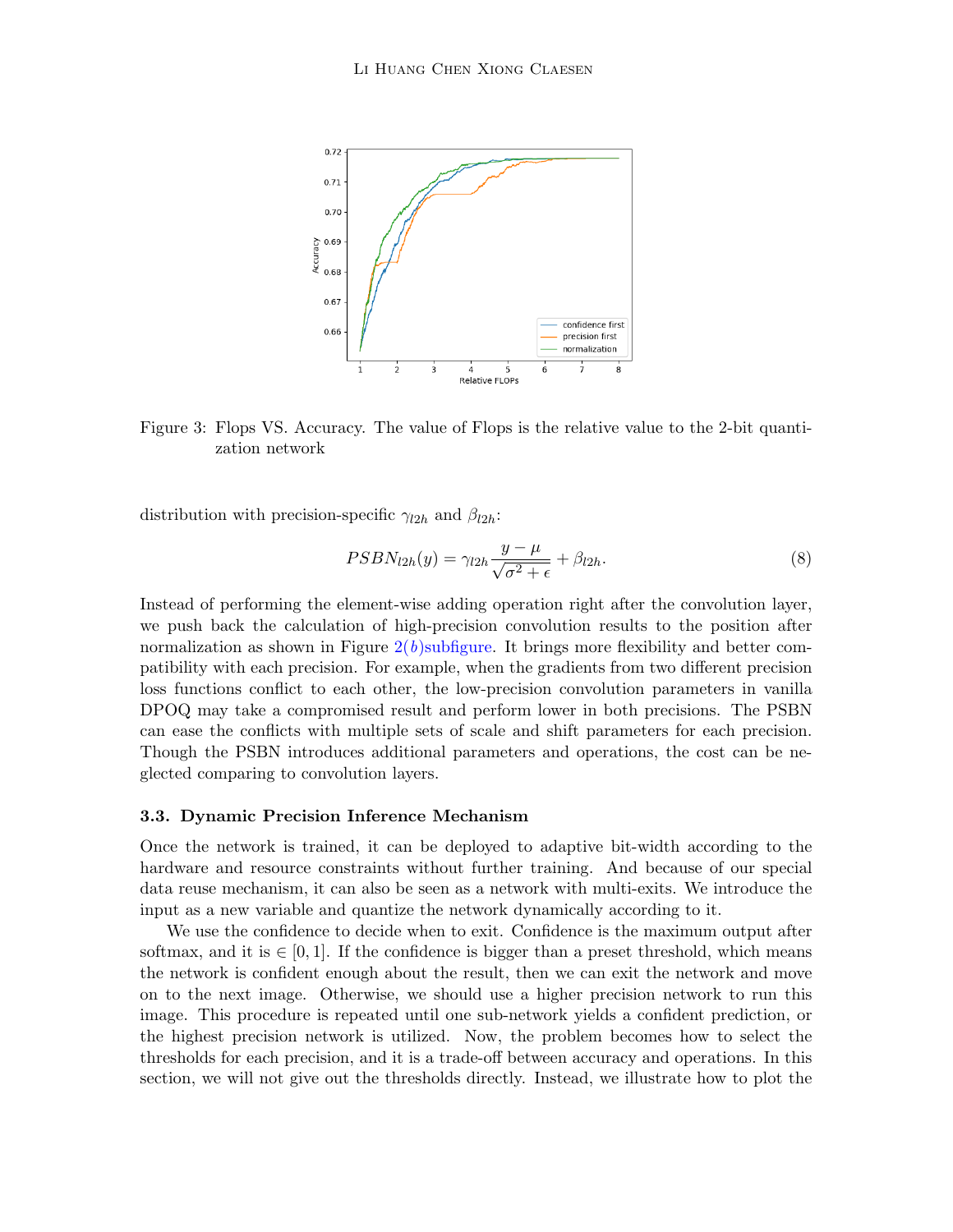Figure 3: Flops VS. Accuracy. The value of Flops is the relative value to the 2-bit quantization network

distribution with precision-specific $\gamma_{l2h}$ and $\beta_{l2h}$:

$$PSBN_{l2h}(y) = \gamma_{l2h} \frac{y - \mu}{\sqrt{\sigma^2 + \epsilon}} + \beta_{l2h}. \tag{8}$$

Instead of performing the element-wise adding operation right after the convolution layer, we push back the calculation of high-precision convolution results to the position after normalization as shown in Figure 2(*b*)subfigure. It brings more flexibility and better compatibility with each precision. For example, when the gradients from two different precision loss functions conflict to each other, the low-precision convolution parameters in vanilla DPOQ may take a compromised result and perform lower in both precisions. The PSBN can ease the conflicts with multiple sets of scale and shift parameters for each precision. Though the PSBN introduces additional parameters and operations, the cost can be neglected comparing to convolution layers.

### 3.3. Dynamic Precision Inference Mechanism

Once the network is trained, it can be deployed to adaptive bit-width according to the hardware and resource constraints without further training. And because of our special data reuse mechanism, it can also be seen as a network with multi-exits. We introduce the input as a new variable and quantize the network dynamically according to it.

We use the confidence to decide when to exit. Confidence is the maximum output after softmax, and it is $\in [0, 1]$. If the confidence is bigger than a preset threshold, which means the network is confident enough about the result, then we can exit the network and move on to the next image. Otherwise, we should use a higher precision network to run this image. This procedure is repeated until one sub-network yields a confident prediction, or the highest precision network is utilized. Now, the problem becomes how to select the thresholds for each precision, and it is a trade-off between accuracy and operations. In this section, we will not give out the thresholds directly. Instead, we illustrate how to plot the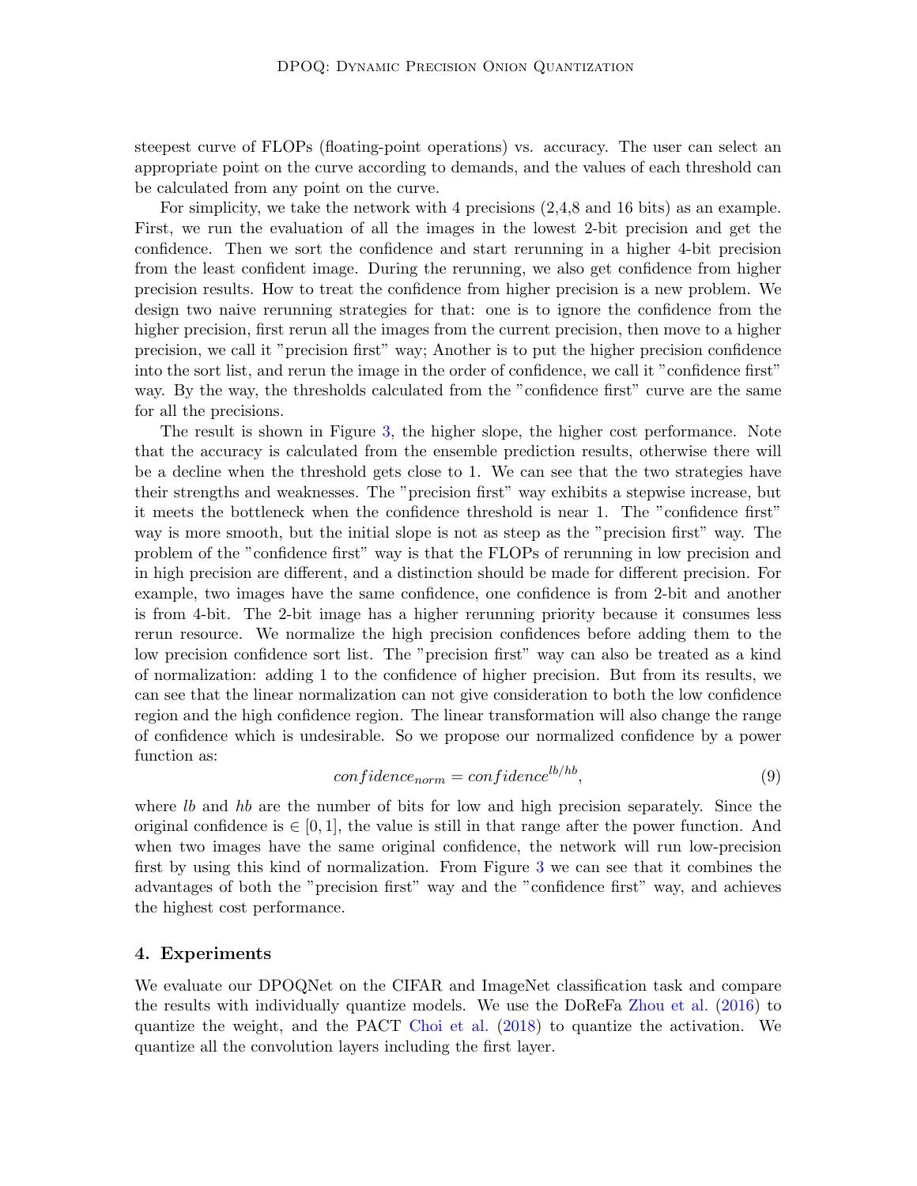steepest curve of FLOPs (floating-point operations) vs. accuracy. The user can select an appropriate point on the curve according to demands, and the values of each threshold can be calculated from any point on the curve.

For simplicity, we take the network with 4 precisions (2,4,8 and 16 bits) as an example. First, we run the evaluation of all the images in the lowest 2-bit precision and get the confidence. Then we sort the confidence and start rerunning in a higher 4-bit precision from the least confident image. During the rerunning, we also get confidence from higher precision results. How to treat the confidence from higher precision is a new problem. We design two naive rerunning strategies for that: one is to ignore the confidence from the higher precision, first rerun all the images from the current precision, then move to a higher precision, we call it "precision first" way; Another is to put the higher precision confidence into the sort list, and rerun the image in the order of confidence, we call it "confidence first" way. By the way, the thresholds calculated from the "confidence first" curve are the same for all the precisions.

The result is shown in Figure 3, the higher slope, the higher cost performance. Note that the accuracy is calculated from the ensemble prediction results, otherwise there will be a decline when the threshold gets close to 1. We can see that the two strategies have their strengths and weaknesses. The "precision first" way exhibits a stepwise increase, but it meets the bottleneck when the confidence threshold is near 1. The "confidence first" way is more smooth, but the initial slope is not as steep as the "precision first" way. The problem of the "confidence first" way is that the FLOPs of rerunning in low precision and in high precision are different, and a distinction should be made for different precision. For example, two images have the same confidence, one confidence is from 2-bit and another is from 4-bit. The 2-bit image has a higher rerunning priority because it consumes less rerun resource. We normalize the high precision confidences before adding them to the low precision confidence sort list. The "precision first" way can also be treated as a kind of normalization: adding 1 to the confidence of higher precision. But from its results, we can see that the linear normalization can not give consideration to both the low confidence region and the high confidence region. The linear transformation will also change the range of confidence which is undesirable. So we propose our normalized confidence by a power function as:

$$confidence_{norm} = confidence^{lb/hb}, \tag{9}$$

where *lb* and *hb* are the number of bits for low and high precision separately. Since the original confidence is $\in [0, 1]$, the value is still in that range after the power function. And when two images have the same original confidence, the network will run low-precision first by using this kind of normalization. From Figure 3 we can see that it combines the advantages of both the "precision first" way and the "confidence first" way, and achieves the highest cost performance.

## 4. Experiments

We evaluate our DPOQNet on the CIFAR and ImageNet classification task and compare the results with individually quantize models. We use the DoReFa Zhou et al. (2016) to quantize the weight, and the PACT Choi et al. (2018) to quantize the activation. We quantize all the convolution layers including the first layer.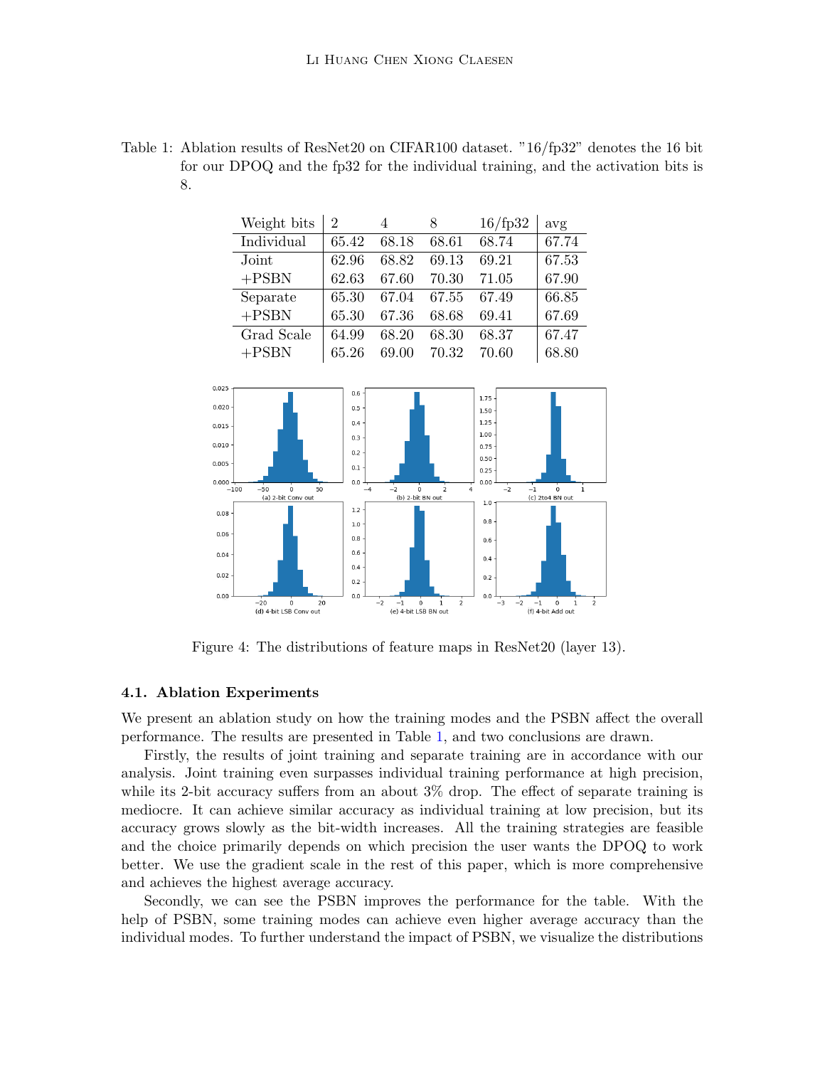Table 1: Ablation results of ResNet20 on CIFAR100 dataset. "16/fp32" denotes the 16 bit for our DPOQ and the fp32 for the individual training, and the activation bits is 8.

| Weight bits | 2 | 4 | 8 | 16/fp32 | avg |
|---|---|---|---|---|---|
| Individual | 65.42 | 68.18 | 68.61 | 68.74 | 67.74 |
| Joint | 62.96 | 68.82 | 69.13 | 69.21 | 67.53 |
| +PSBN | 62.63 | 67.60 | 70.30 | 71.05 | 67.90 |
| Separate | 65.30 | 67.04 | 67.55 | 67.49 | 66.85 |
| +PSBN | 65.30 | 67.36 | 68.68 | 69.41 | 67.69 |
| Grad Scale | 64.99 | 68.20 | 68.30 | 68.37 | 67.47 |
| +PSBN | 65.26 | 69.00 | 70.32 | 70.60 | 68.80 |

Figure 4: The distributions of feature maps in ResNet20 (layer 13).

### 4.1. Ablation Experiments

We present an ablation study on how the training modes and the PSBN affect the overall performance. The results are presented in Table 1, and two conclusions are drawn.

Firstly, the results of joint training and separate training are in accordance with our analysis. Joint training even surpasses individual training performance at high precision, while its 2-bit accuracy suffers from an about 3% drop. The effect of separate training is mediocre. It can achieve similar accuracy as individual training at low precision, but its accuracy grows slowly as the bit-width increases. All the training strategies are feasible and the choice primarily depends on which precision the user wants the DPOQ to work better. We use the gradient scale in the rest of this paper, which is more comprehensive and achieves the highest average accuracy.

Secondly, we can see the PSBN improves the performance for the table. With the help of PSBN, some training modes can achieve even higher average accuracy than the individual modes. To further understand the impact of PSBN, we visualize the distributions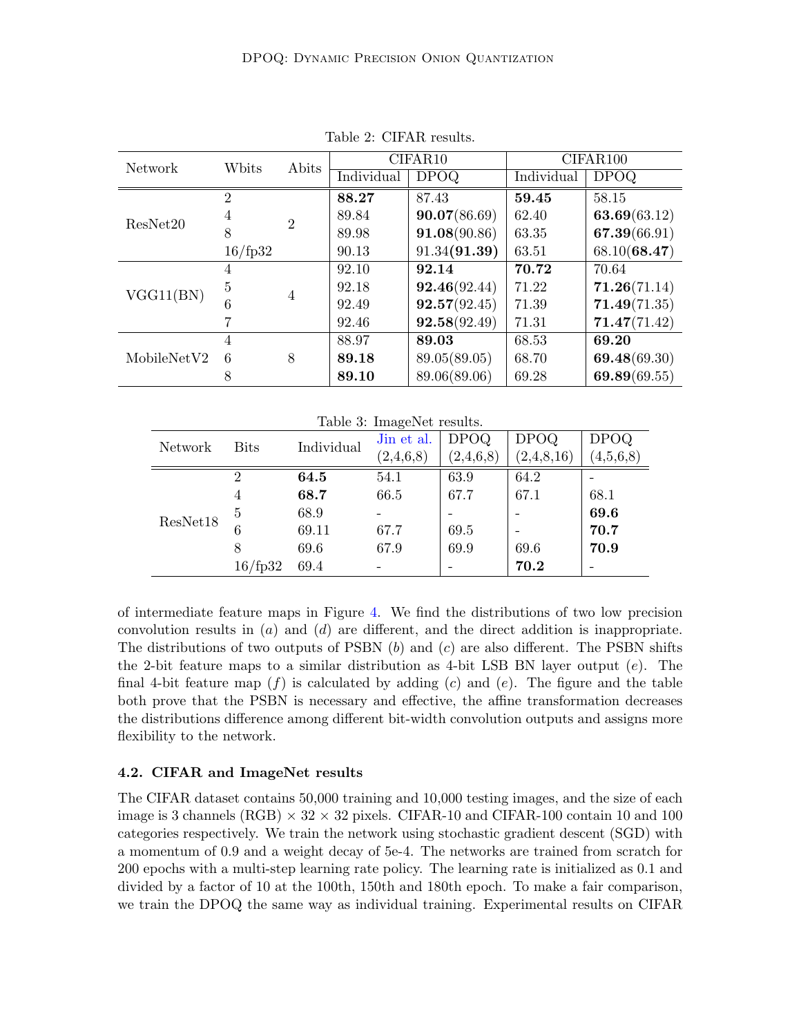Table 2: CIFAR results.

| Network | Wbits | Abits | CIFAR10 | | CIFAR100 | |
|---|---|---|---|---|---|---|
| | | | Individual | DPOQ | Individual | DPOQ |
| ResNet20 | 2 | 2 | **88.27** | 87.43 | **59.45** | 58.15 |
| | 4 | | 89.84 | **90.07**(86.69) | 62.40 | **63.69**(63.12) |
| | 8 | | 89.98 | **91.08**(90.86) | 63.35 | **67.39**(66.91) |
| | 16/fp32 | | 90.13 | 91.34(**91.39**) | 63.51 | 68.10(**68.47**) |
| VGG11(BN) | 4 | 4 | 92.10 | **92.14** | **70.72** | 70.64 |
| | 5 | | 92.18 | **92.46**(92.44) | 71.22 | **71.26**(71.14) |
| | 6 | | 92.49 | **92.57**(92.45) | 71.39 | **71.49**(71.35) |
| | 7 | | 92.46 | **92.58**(92.49) | 71.31 | **71.47**(71.42) |
| MobileNetV2 | 4 | 8 | 88.97 | **89.03** | 68.53 | **69.20** |
| | 6 | | **89.18** | 89.05(89.05) | 68.70 | **69.48**(69.30) |
| | 8 | | **89.10** | 89.06(89.06) | 69.28 | **69.89**(69.55) |

Table 3: ImageNet results.

| Network | Bits | Individual | Jin et al. (2,4,6,8) | DPOQ (2,4,6,8) | DPOQ (2,4,8,16) | DPOQ (4,5,6,8) |
|---|---|---|---|---|---|---|
| ResNet18 | 2 | **64.5** | 54.1 | 63.9 | 64.2 | - |
| | 4 | **68.7** | 66.5 | 67.7 | 67.1 | 68.1 |
| | 5 | 68.9 | - | - | - | **69.6** |
| | 6 | 69.11 | 67.7 | 69.5 | - | **70.7** |
| | 8 | 69.6 | 67.9 | 69.9 | 69.6 | **70.9** |
| | 16/fp32 | 69.4 | - | - | **70.2** | - |

of intermediate feature maps in Figure 4. We find the distributions of two low precision convolution results in (*a*) and (*d*) are different, and the direct addition is inappropriate. The distributions of two outputs of PSBN (*b*) and (*c*) are also different. The PSBN shifts the 2-bit feature maps to a similar distribution as 4-bit LSB BN layer output (*e*). The final 4-bit feature map (*f*) is calculated by adding (*c*) and (*e*). The figure and the table both prove that the PSBN is necessary and effective, the affine transformation decreases the distributions difference among different bit-width convolution outputs and assigns more flexibility to the network.

### 4.2. CIFAR and ImageNet results

The CIFAR dataset contains 50,000 training and 10,000 testing images, and the size of each image is 3 channels (RGB) $\times$ 32 $\times$ 32 pixels. CIFAR-10 and CIFAR-100 contain 10 and 100 categories respectively. We train the network using stochastic gradient descent (SGD) with a momentum of 0.9 and a weight decay of 5e-4. The networks are trained from scratch for 200 epochs with a multi-step learning rate policy. The learning rate is initialized as 0.1 and divided by a factor of 10 at the 100th, 150th and 180th epoch. To make a fair comparison, we train the DPOQ the same way as individual training. Experimental results on CIFAR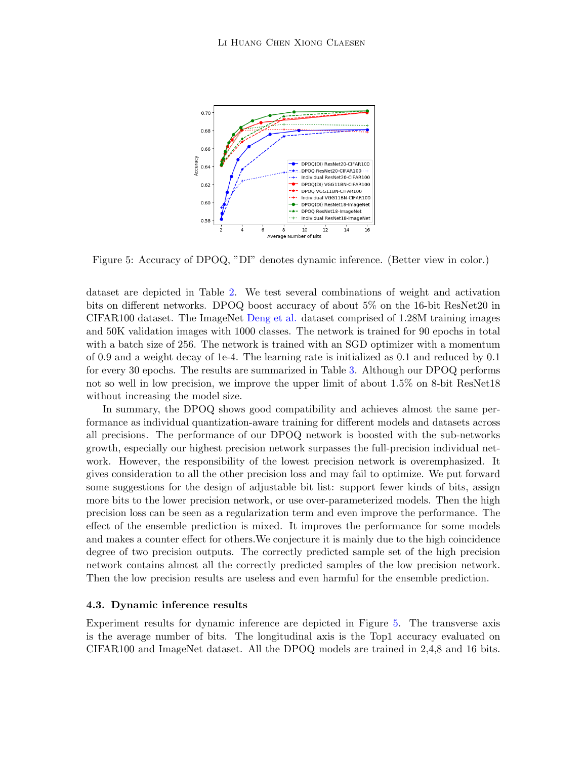Figure 5: Accuracy of DPOQ, "DI" denotes dynamic inference. (Better view in color.)

dataset are depicted in Table 2. We test several combinations of weight and activation bits on different networks. DPOQ boost accuracy of about 5% on the 16-bit ResNet20 in CIFAR100 dataset. The ImageNet Deng et al. dataset comprised of 1.28M training images and 50K validation images with 1000 classes. The network is trained for 90 epochs in total with a batch size of 256. The network is trained with an SGD optimizer with a momentum of 0.9 and a weight decay of 1e-4. The learning rate is initialized as 0.1 and reduced by 0.1 for every 30 epochs. The results are summarized in Table 3. Although our DPOQ performs not so well in low precision, we improve the upper limit of about 1.5% on 8-bit ResNet18 without increasing the model size.

In summary, the DPOQ shows good compatibility and achieves almost the same performance as individual quantization-aware training for different models and datasets across all precisions. The performance of our DPOQ network is boosted with the sub-networks growth, especially our highest precision network surpasses the full-precision individual network. However, the responsibility of the lowest precision network is overemphasized. It gives consideration to all the other precision loss and may fail to optimize. We put forward some suggestions for the design of adjustable bit list: support fewer kinds of bits, assign more bits to the lower precision network, or use over-parameterized models. Then the high precision loss can be seen as a regularization term and even improve the performance. The effect of the ensemble prediction is mixed. It improves the performance for some models and makes a counter effect for others.We conjecture it is mainly due to the high coincidence degree of two precision outputs. The correctly predicted sample set of the high precision network contains almost all the correctly predicted samples of the low precision network. Then the low precision results are useless and even harmful for the ensemble prediction.

### 4.3. Dynamic inference results

Experiment results for dynamic inference are depicted in Figure 5. The transverse axis is the average number of bits. The longitudinal axis is the Top1 accuracy evaluated on CIFAR100 and ImageNet dataset. All the DPOQ models are trained in 2,4,8 and 16 bits.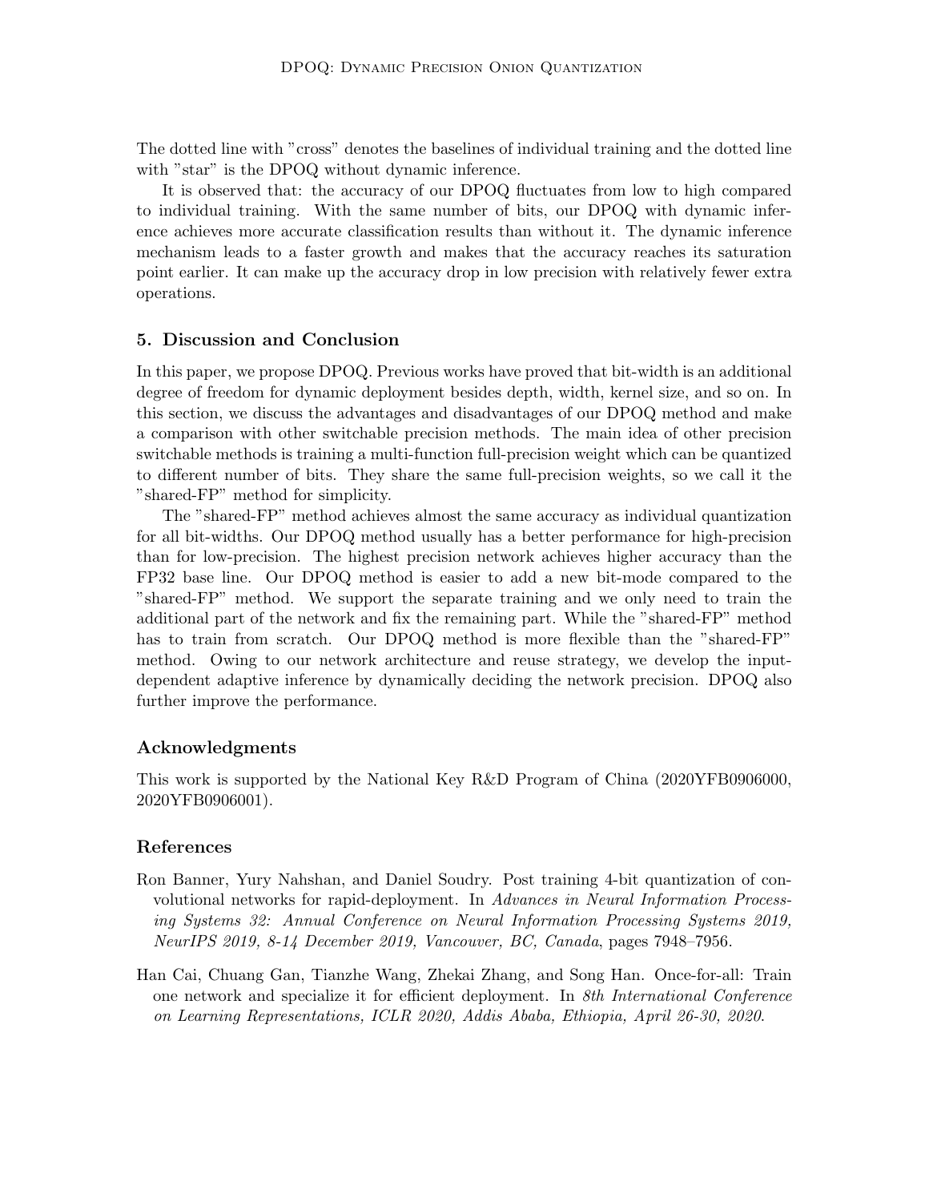The dotted line with "cross" denotes the baselines of individual training and the dotted line with "star" is the DPOQ without dynamic inference.

It is observed that: the accuracy of our DPOQ fluctuates from low to high compared to individual training. With the same number of bits, our DPOQ with dynamic inference achieves more accurate classification results than without it. The dynamic inference mechanism leads to a faster growth and makes that the accuracy reaches its saturation point earlier. It can make up the accuracy drop in low precision with relatively fewer extra operations.

## 5. Discussion and Conclusion

In this paper, we propose DPOQ. Previous works have proved that bit-width is an additional degree of freedom for dynamic deployment besides depth, width, kernel size, and so on. In this section, we discuss the advantages and disadvantages of our DPOQ method and make a comparison with other switchable precision methods. The main idea of other precision switchable methods is training a multi-function full-precision weight which can be quantized to different number of bits. They share the same full-precision weights, so we call it the "shared-FP" method for simplicity.

The "shared-FP" method achieves almost the same accuracy as individual quantization for all bit-widths. Our DPOQ method usually has a better performance for high-precision than for low-precision. The highest precision network achieves higher accuracy than the FP32 base line. Our DPOQ method is easier to add a new bit-mode compared to the "shared-FP" method. We support the separate training and we only need to train the additional part of the network and fix the remaining part. While the "shared-FP" method has to train from scratch. Our DPOQ method is more flexible than the "shared-FP" method. Owing to our network architecture and reuse strategy, we develop the input-dependent adaptive inference by dynamically deciding the network precision. DPOQ also further improve the performance.

## Acknowledgments

This work is supported by the National Key R&D Program of China (2020YFB0906000, 2020YFB0906001).

## References

Ron Banner, Yury Nahshan, and Daniel Soudry. Post training 4-bit quantization of convolutional networks for rapid-deployment. In *Advances in Neural Information Processing Systems 32: Annual Conference on Neural Information Processing Systems 2019, NeurIPS 2019, 8-14 December 2019, Vancouver, BC, Canada*, pages 7948–7956.

Han Cai, Chuang Gan, Tianzhe Wang, Zhekai Zhang, and Song Han. Once-for-all: Train one network and specialize it for efficient deployment. In *8th International Conference on Learning Representations, ICLR 2020, Addis Ababa, Ethiopia, April 26-30, 2020.*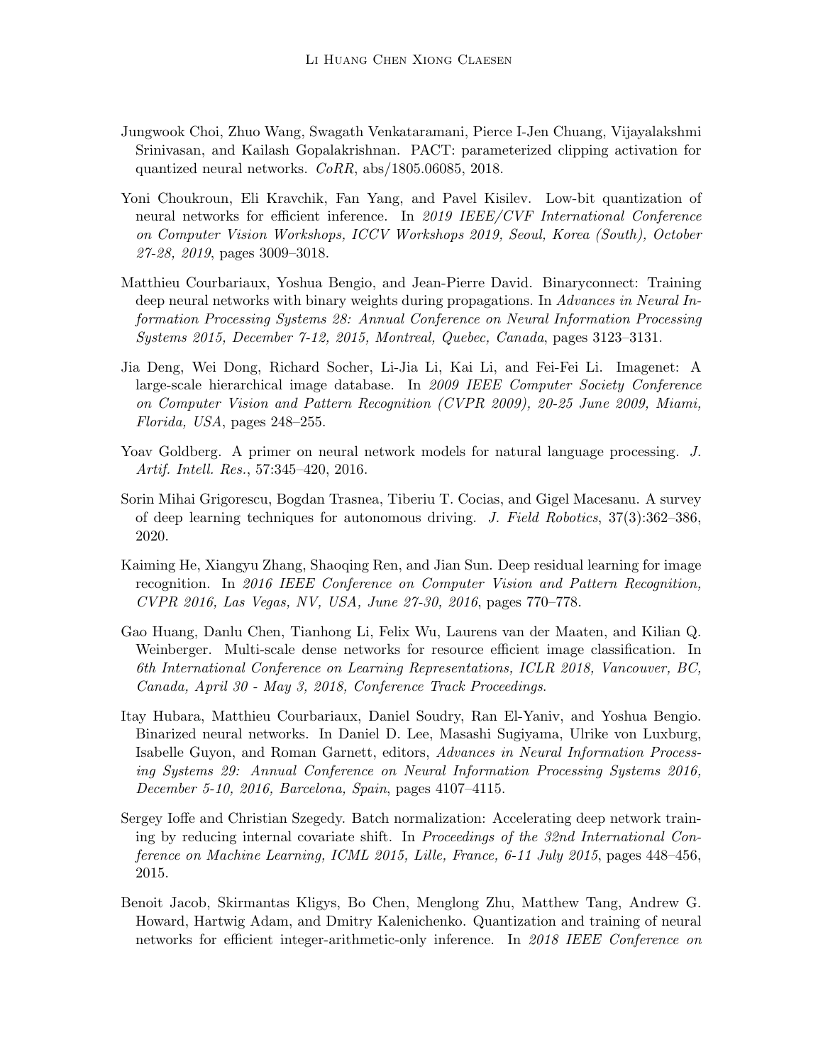Jungwook Choi, Zhuo Wang, Swagath Venkataramani, Pierce I-Jen Chuang, Vijayalakshmi Srinivasan, and Kailash Gopalakrishnan. PACT: parameterized clipping activation for quantized neural networks. *CoRR*, abs/1805.06085, 2018.

Yoni Choukroun, Eli Kravchik, Fan Yang, and Pavel Kisilev. Low-bit quantization of neural networks for efficient inference. In *2019 IEEE/CVF International Conference on Computer Vision Workshops, ICCV Workshops 2019, Seoul, Korea (South), October 27-28, 2019*, pages 3009–3018.

Matthieu Courbariaux, Yoshua Bengio, and Jean-Pierre David. Binaryconnect: Training deep neural networks with binary weights during propagations. In *Advances in Neural Information Processing Systems 28: Annual Conference on Neural Information Processing Systems 2015, December 7-12, 2015, Montreal, Quebec, Canada*, pages 3123–3131.

Jia Deng, Wei Dong, Richard Socher, Li-Jia Li, Kai Li, and Fei-Fei Li. Imagenet: A large-scale hierarchical image database. In *2009 IEEE Computer Society Conference on Computer Vision and Pattern Recognition (CVPR 2009), 20-25 June 2009, Miami, Florida, USA*, pages 248–255.

Yoav Goldberg. A primer on neural network models for natural language processing. *J. Artif. Intell. Res.*, 57:345–420, 2016.

Sorin Mihai Grigorescu, Bogdan Trasnea, Tiberiu T. Cocias, and Gigel Macesanu. A survey of deep learning techniques for autonomous driving. *J. Field Robotics*, 37(3):362–386, 2020.

Kaiming He, Xiangyu Zhang, Shaoqing Ren, and Jian Sun. Deep residual learning for image recognition. In *2016 IEEE Conference on Computer Vision and Pattern Recognition, CVPR 2016, Las Vegas, NV, USA, June 27-30, 2016*, pages 770–778.

Gao Huang, Danlu Chen, Tianhong Li, Felix Wu, Laurens van der Maaten, and Kilian Q. Weinberger. Multi-scale dense networks for resource efficient image classification. In *6th International Conference on Learning Representations, ICLR 2018, Vancouver, BC, Canada, April 30 - May 3, 2018, Conference Track Proceedings*.

Itay Hubara, Matthieu Courbariaux, Daniel Soudry, Ran El-Yaniv, and Yoshua Bengio. Binarized neural networks. In Daniel D. Lee, Masashi Sugiyama, Ulrike von Luxburg, Isabelle Guyon, and Roman Garnett, editors, *Advances in Neural Information Processing Systems 29: Annual Conference on Neural Information Processing Systems 2016, December 5-10, 2016, Barcelona, Spain*, pages 4107–4115.

Sergey Ioffe and Christian Szegedy. Batch normalization: Accelerating deep network training by reducing internal covariate shift. In *Proceedings of the 32nd International Conference on Machine Learning, ICML 2015, Lille, France, 6-11 July 2015*, pages 448–456, 2015.

Benoit Jacob, Skirmantas Kligys, Bo Chen, Menglong Zhu, Matthew Tang, Andrew G. Howard, Hartwig Adam, and Dmitry Kalenichenko. Quantization and training of neural networks for efficient integer-arithmetic-only inference. In *2018 IEEE Conference on*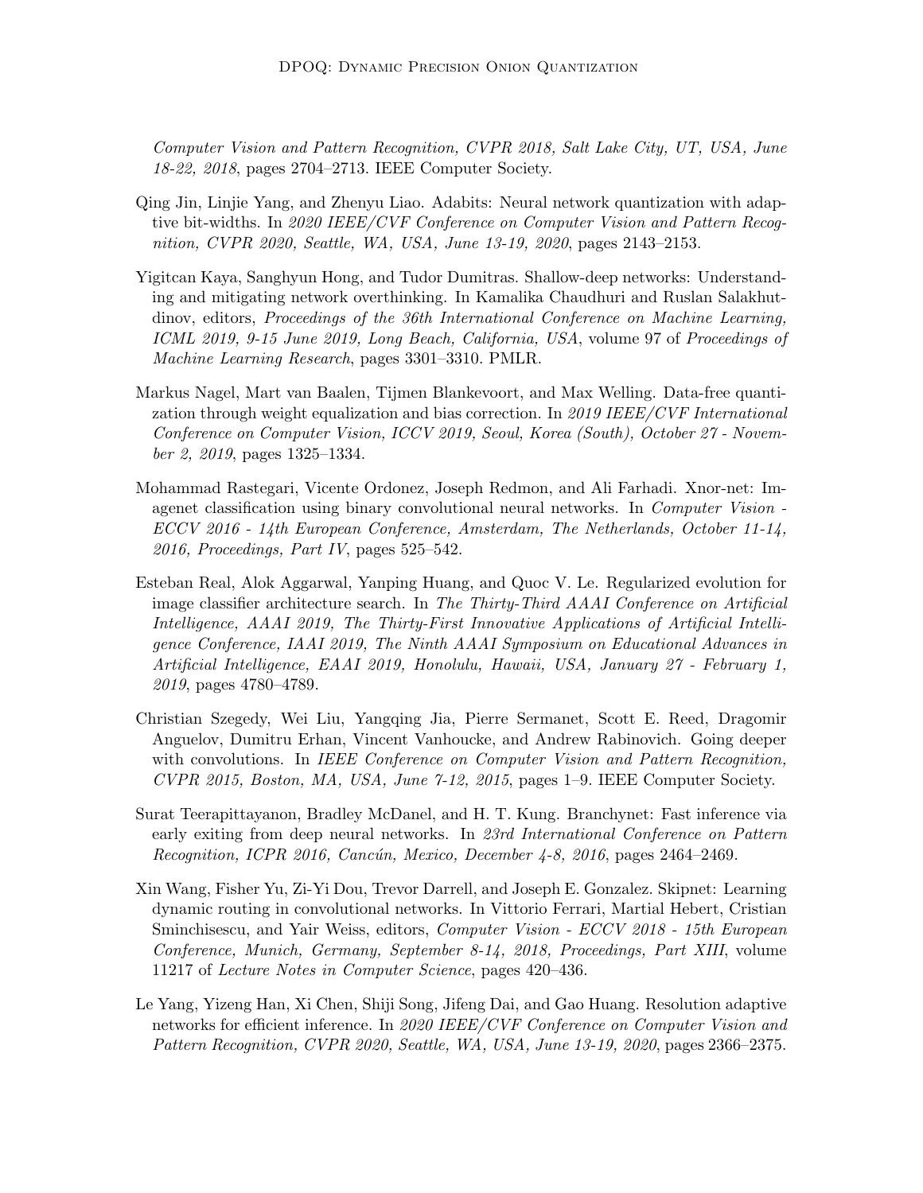*Computer Vision and Pattern Recognition, CVPR 2018, Salt Lake City, UT, USA, June 18-22, 2018*, pages 2704–2713. IEEE Computer Society.

Qing Jin, Linjie Yang, and Zhenyu Liao. Adabits: Neural network quantization with adaptive bit-widths. In *2020 IEEE/CVF Conference on Computer Vision and Pattern Recognition, CVPR 2020, Seattle, WA, USA, June 13-19, 2020*, pages 2143–2153.

Yigitcan Kaya, Sanghyun Hong, and Tudor Dumitras. Shallow-deep networks: Understanding and mitigating network overthinking. In Kamalika Chaudhuri and Ruslan Salakhutdinov, editors, *Proceedings of the 36th International Conference on Machine Learning, ICML 2019, 9-15 June 2019, Long Beach, California, USA*, volume 97 of *Proceedings of Machine Learning Research*, pages 3301–3310. PMLR.

Markus Nagel, Mart van Baalen, Tijmen Blankevoort, and Max Welling. Data-free quantization through weight equalization and bias correction. In *2019 IEEE/CVF International Conference on Computer Vision, ICCV 2019, Seoul, Korea (South), October 27 - November 2, 2019*, pages 1325–1334.

Mohammad Rastegari, Vicente Ordonez, Joseph Redmon, and Ali Farhadi. Xnor-net: Imagenet classification using binary convolutional neural networks. In *Computer Vision - ECCV 2016 - 14th European Conference, Amsterdam, The Netherlands, October 11-14, 2016, Proceedings, Part IV*, pages 525–542.

Esteban Real, Alok Aggarwal, Yanping Huang, and Quoc V. Le. Regularized evolution for image classifier architecture search. In *The Thirty-Third AAAI Conference on Artificial Intelligence, AAAI 2019, The Thirty-First Innovative Applications of Artificial Intelligence Conference, IAAI 2019, The Ninth AAAI Symposium on Educational Advances in Artificial Intelligence, EAAI 2019, Honolulu, Hawaii, USA, January 27 - February 1, 2019*, pages 4780–4789.

Christian Szegedy, Wei Liu, Yangqing Jia, Pierre Sermanet, Scott E. Reed, Dragomir Anguelov, Dumitru Erhan, Vincent Vanhoucke, and Andrew Rabinovich. Going deeper with convolutions. In *IEEE Conference on Computer Vision and Pattern Recognition, CVPR 2015, Boston, MA, USA, June 7-12, 2015*, pages 1–9. IEEE Computer Society.

Surat Teerapittayanon, Bradley McDanel, and H. T. Kung. Branchynet: Fast inference via early exiting from deep neural networks. In *23rd International Conference on Pattern Recognition, ICPR 2016, Cancún, Mexico, December 4-8, 2016*, pages 2464–2469.

Xin Wang, Fisher Yu, Zi-Yi Dou, Trevor Darrell, and Joseph E. Gonzalez. Skipnet: Learning dynamic routing in convolutional networks. In Vittorio Ferrari, Martial Hebert, Cristian Sminchisescu, and Yair Weiss, editors, *Computer Vision - ECCV 2018 - 15th European Conference, Munich, Germany, September 8-14, 2018, Proceedings, Part XIII*, volume 11217 of *Lecture Notes in Computer Science*, pages 420–436.

Le Yang, Yizeng Han, Xi Chen, Shiji Song, Jifeng Dai, and Gao Huang. Resolution adaptive networks for efficient inference. In *2020 IEEE/CVF Conference on Computer Vision and Pattern Recognition, CVPR 2020, Seattle, WA, USA, June 13-19, 2020*, pages 2366–2375.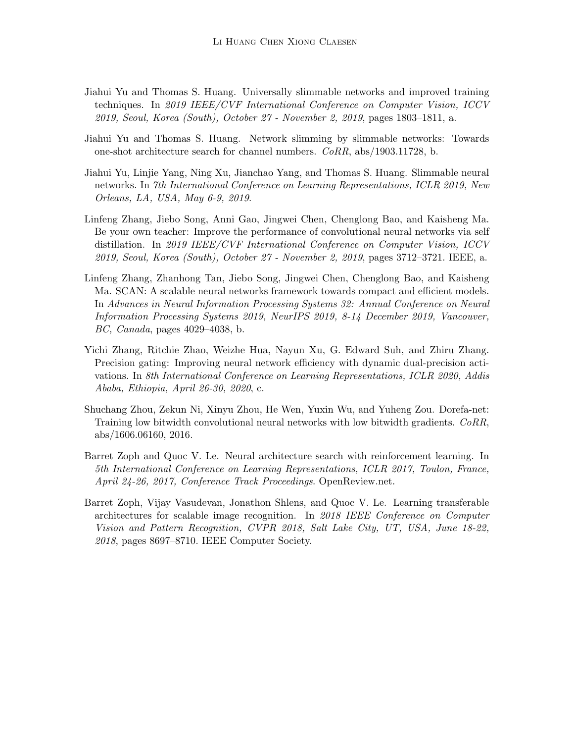Jiahui Yu and Thomas S. Huang. Universally slimmable networks and improved training techniques. In *2019 IEEE/CVF International Conference on Computer Vision, ICCV 2019, Seoul, Korea (South), October 27 - November 2, 2019*, pages 1803–1811, a.

Jiahui Yu and Thomas S. Huang. Network slimming by slimmable networks: Towards one-shot architecture search for channel numbers. *CoRR*, abs/1903.11728, b.

Jiahui Yu, Linjie Yang, Ning Xu, Jianchao Yang, and Thomas S. Huang. Slimmable neural networks. In *7th International Conference on Learning Representations, ICLR 2019, New Orleans, LA, USA, May 6-9, 2019*.

Linfeng Zhang, Jiebo Song, Anni Gao, Jingwei Chen, Chenglong Bao, and Kaisheng Ma. Be your own teacher: Improve the performance of convolutional neural networks via self distillation. In *2019 IEEE/CVF International Conference on Computer Vision, ICCV 2019, Seoul, Korea (South), October 27 - November 2, 2019*, pages 3712–3721. IEEE, a.

Linfeng Zhang, Zhanhong Tan, Jiebo Song, Jingwei Chen, Chenglong Bao, and Kaisheng Ma. SCAN: A scalable neural networks framework towards compact and efficient models. In *Advances in Neural Information Processing Systems 32: Annual Conference on Neural Information Processing Systems 2019, NeurIPS 2019, 8-14 December 2019, Vancouver, BC, Canada*, pages 4029–4038, b.

Yichi Zhang, Ritchie Zhao, Weizhe Hua, Nayun Xu, G. Edward Suh, and Zhiru Zhang. Precision gating: Improving neural network efficiency with dynamic dual-precision activations. In *8th International Conference on Learning Representations, ICLR 2020, Addis Ababa, Ethiopia, April 26-30, 2020*, c.

Shuchang Zhou, Zekun Ni, Xinyu Zhou, He Wen, Yuxin Wu, and Yuheng Zou. Dorefa-net: Training low bitwidth convolutional neural networks with low bitwidth gradients. *CoRR*, abs/1606.06160, 2016.

Barret Zoph and Quoc V. Le. Neural architecture search with reinforcement learning. In *5th International Conference on Learning Representations, ICLR 2017, Toulon, France, April 24-26, 2017, Conference Track Proceedings*. OpenReview.net.

Barret Zoph, Vijay Vasudevan, Jonathon Shlens, and Quoc V. Le. Learning transferable architectures for scalable image recognition. In *2018 IEEE Conference on Computer Vision and Pattern Recognition, CVPR 2018, Salt Lake City, UT, USA, June 18-22, 2018*, pages 8697–8710. IEEE Computer Society.